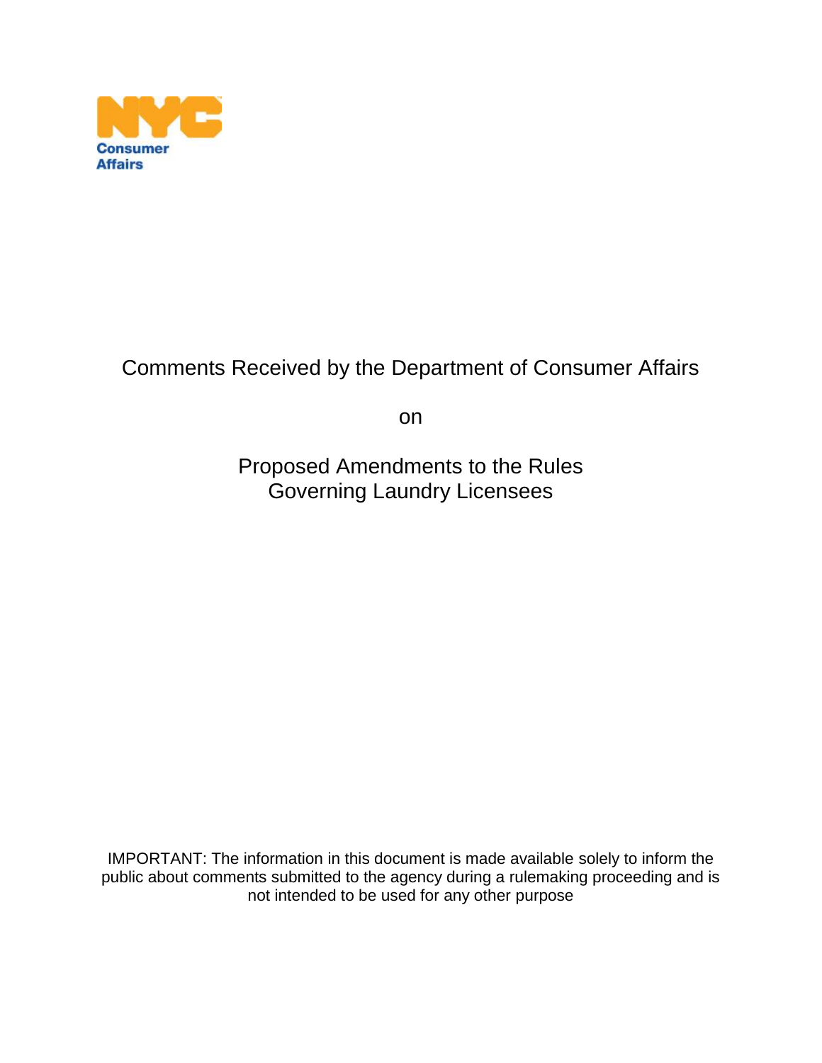NYC Consumer Affairs

# Comments Received by the Department of Consumer Affairs

on

## Proposed Amendments to the Rules Governing Laundry Licensees

IMPORTANT: The information in this document is made available solely to inform the public about comments submitted to the agency during a rulemaking proceeding and is not intended to be used for any other purpose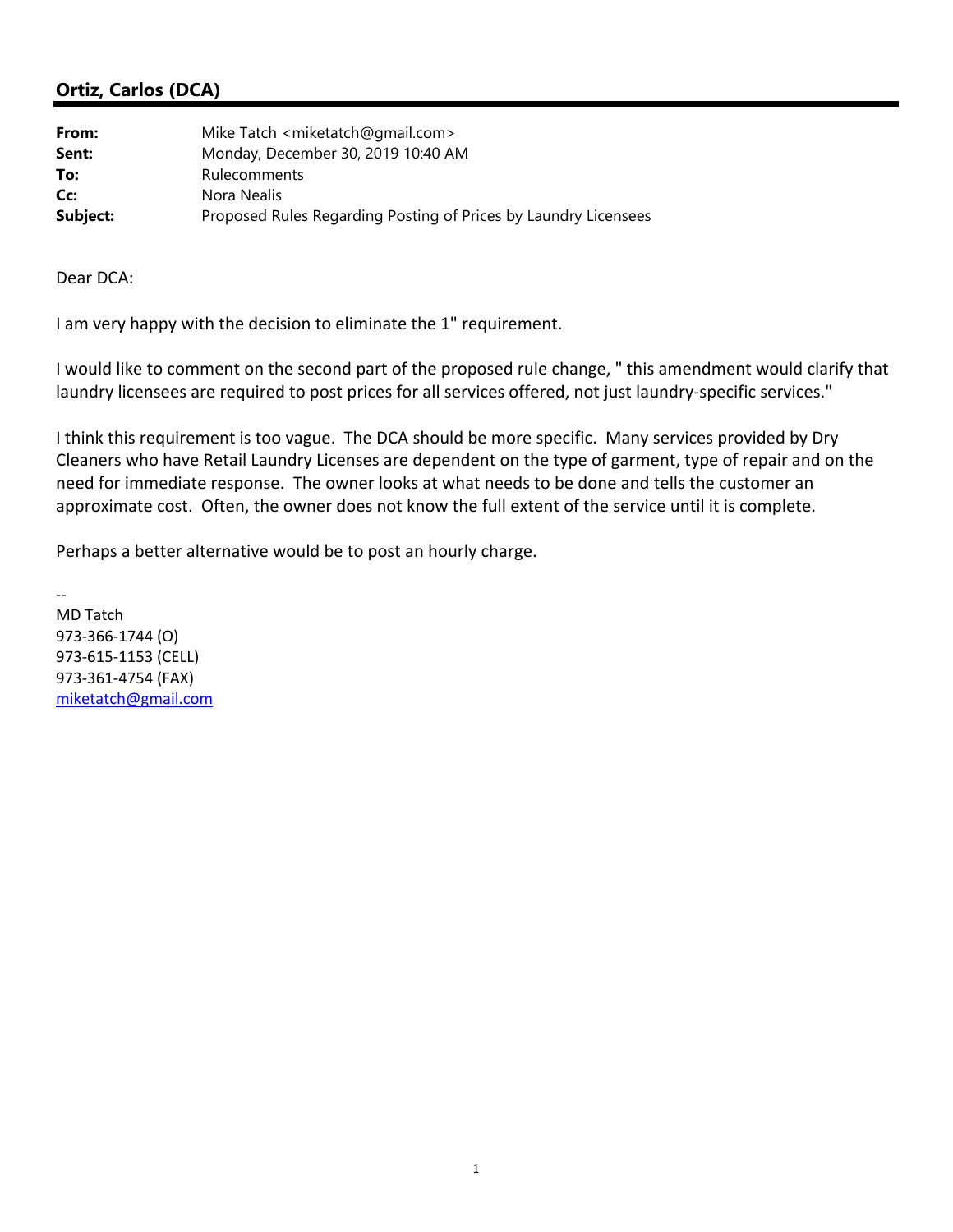## Ortiz, Carlos (DCA)

| | |
|---|---|
| **From:** | Mike Tatch <miketatch@gmail.com> |
| **Sent:** | Monday, December 30, 2019 10:40 AM |
| **To:** | Rulecomments |
| **Cc:** | Nora Nealis |
| **Subject:** | Proposed Rules Regarding Posting of Prices by Laundry Licensees |

Dear DCA:

I am very happy with the decision to eliminate the 1" requirement.

I would like to comment on the second part of the proposed rule change, " this amendment would clarify that laundry licensees are required to post prices for all services offered, not just laundry-specific services."

I think this requirement is too vague. The DCA should be more specific. Many services provided by Dry Cleaners who have Retail Laundry Licenses are dependent on the type of garment, type of repair and on the need for immediate response. The owner looks at what needs to be done and tells the customer an approximate cost. Often, the owner does not know the full extent of the service until it is complete.

Perhaps a better alternative would be to post an hourly charge.

--
MD Tatch
973-366-1744 (O)
973-615-1153 (CELL)
973-361-4754 (FAX)
miketatch@gmail.com